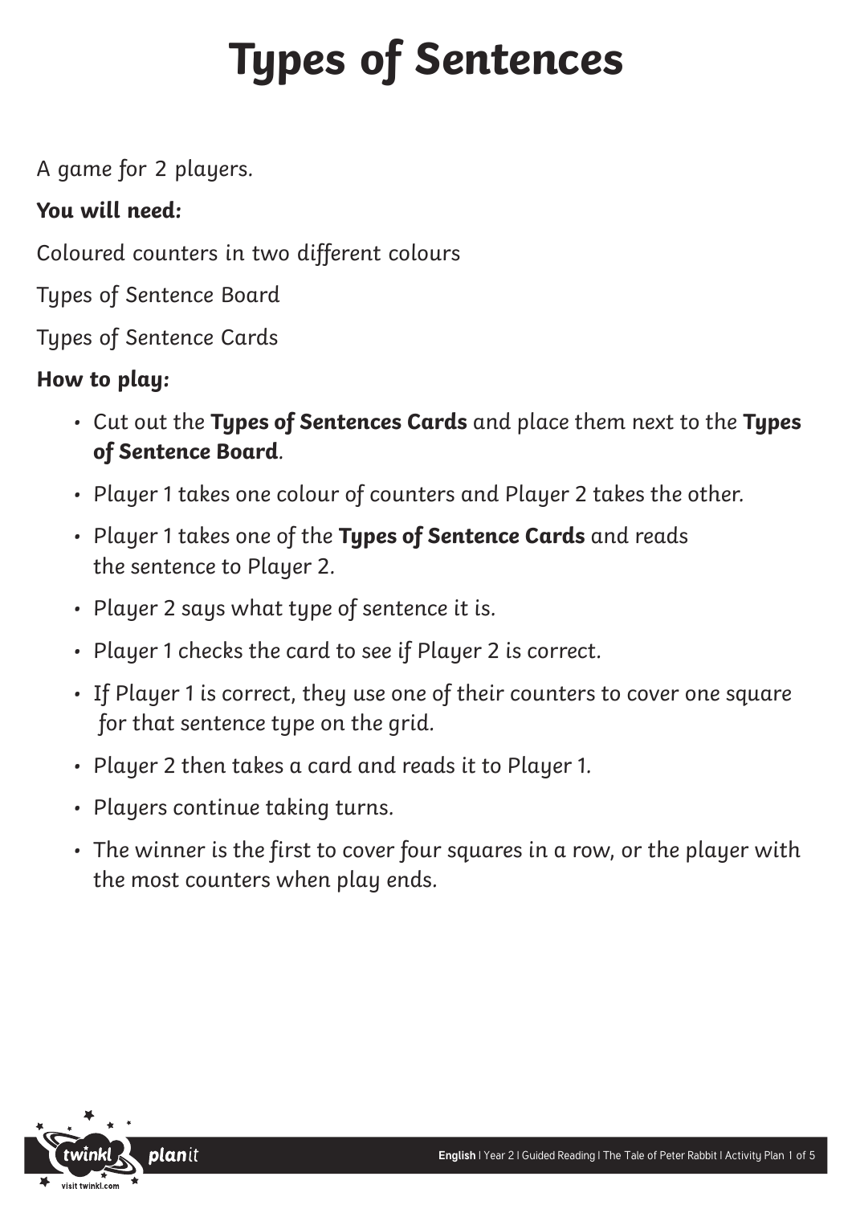# Types of Sentences

A game for 2 players.

**You will need:**

Coloured counters in two different colours

Types of Sentence Board

Types of Sentence Cards

**How to play:**

- Cut out the **Types of Sentences Cards** and place them next to the **Types of Sentence Board**.
- Player 1 takes one colour of counters and Player 2 takes the other.
- Player 1 takes one of the **Types of Sentence Cards** and reads the sentence to Player 2.
- Player 2 says what type of sentence it is.
- Player 1 checks the card to see if Player 2 is correct.
- If Player 1 is correct, they use one of their counters to cover one square for that sentence type on the grid.
- Player 2 then takes a card and reads it to Player 1.
- Players continue taking turns.
- The winner is the first to cover four squares in a row, or the player with the most counters when play ends.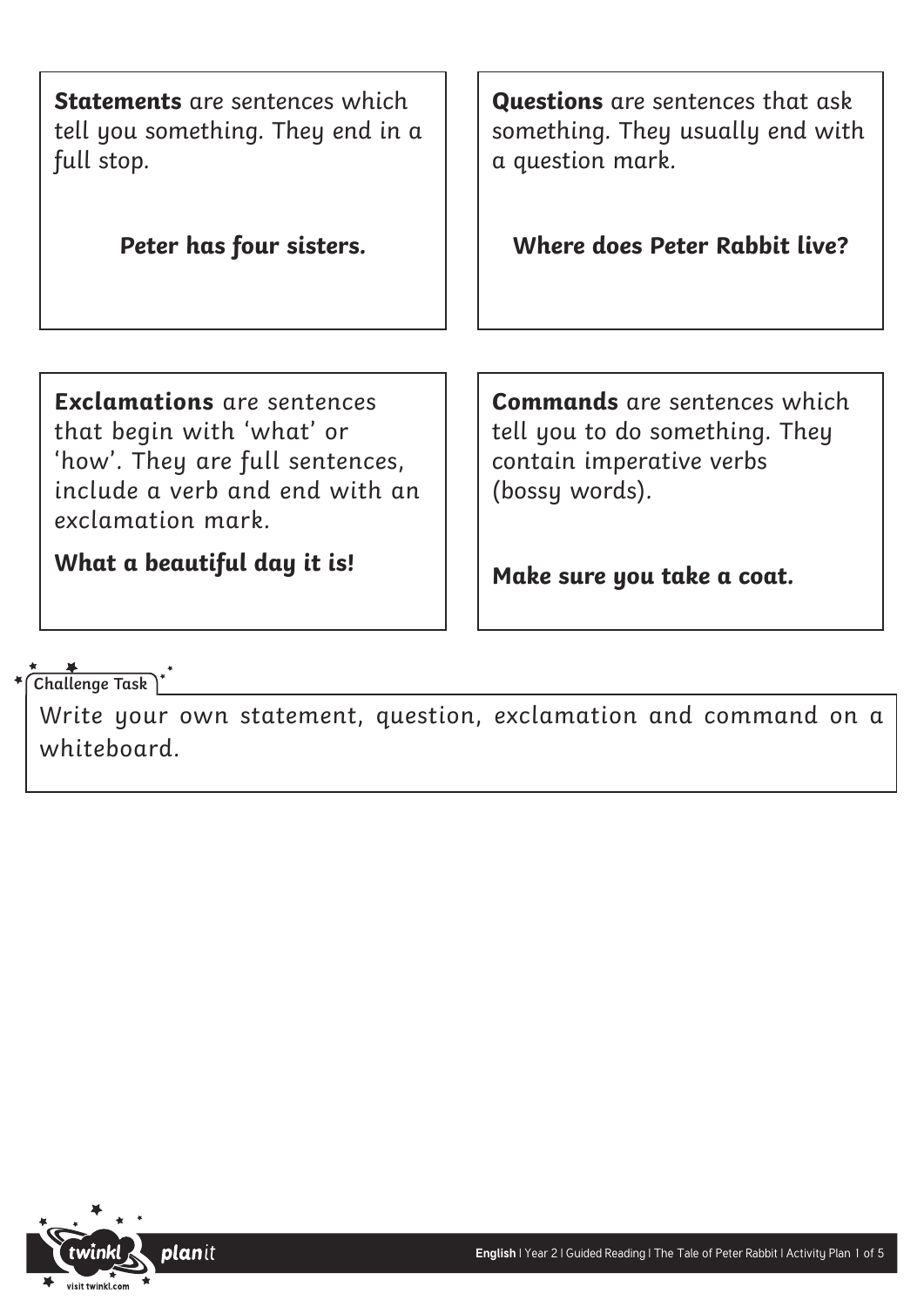**Statements** are sentences which tell you something. They end in a full stop.

**Peter has four sisters.**

**Questions** are sentences that ask something. They usually end with a question mark.

**Where does Peter Rabbit live?**

**Exclamations** are sentences that begin with 'what' or 'how'. They are full sentences, include a verb and end with an exclamation mark.

**What a beautiful day it is!**

**Commands** are sentences which tell you to do something. They contain imperative verbs (bossy words).

**Make sure you take a coat.**

**Challenge Task**

Write your own statement, question, exclamation and command on a whiteboard.